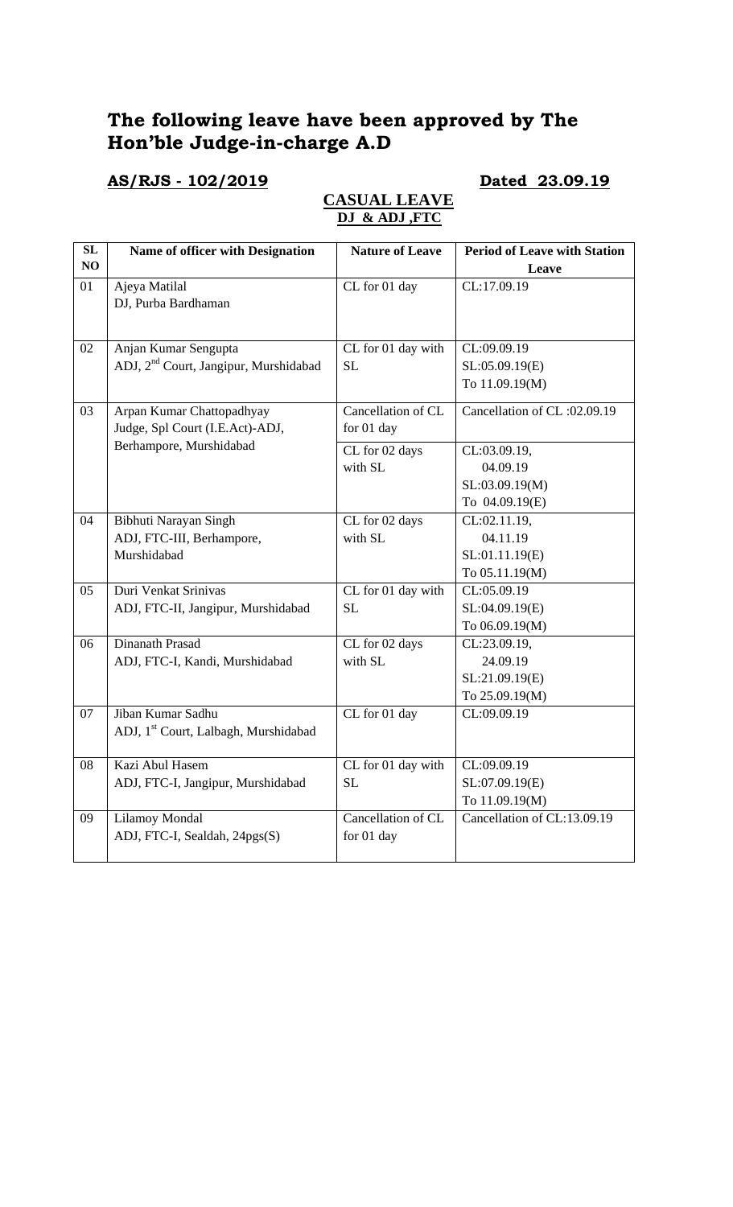# The following leave have been approved by The Hon'ble Judge-in-charge A.D

**AS/RJS - 102/2019** **Dated 23.09.19**

## CASUAL LEAVE

### DJ & ADJ ,FTC

| SL NO | Name of officer with Designation | Nature of Leave | Period of Leave with Station Leave |
|---|---|---|---|
| 01 | Ajeya Matilal<br>DJ, Purba Bardhaman | CL for 01 day | CL:17.09.19 |
| 02 | Anjan Kumar Sengupta<br>ADJ, 2nd Court, Jangipur, Murshidabad | CL for 01 day with SL | CL:09.09.19<br>SL:05.09.19(E)<br>To 11.09.19(M) |
| 03 | Arpan Kumar Chattopadhyay<br>Judge, Spl Court (I.E.Act)-ADJ, Berhampore, Murshidabad | Cancellation of CL for 01 day | Cancellation of CL :02.09.19 |
| | | CL for 02 days with SL | CL:03.09.19,<br>04.09.19<br>SL:03.09.19(M)<br>To 04.09.19(E) |
| 04 | Bibhuti Narayan Singh<br>ADJ, FTC-III, Berhampore, Murshidabad | CL for 02 days with SL | CL:02.11.19,<br>04.11.19<br>SL:01.11.19(E)<br>To 05.11.19(M) |
| 05 | Duri Venkat Srinivas<br>ADJ, FTC-II, Jangipur, Murshidabad | CL for 01 day with SL | CL:05.09.19<br>SL:04.09.19(E)<br>To 06.09.19(M) |
| 06 | Dinanath Prasad<br>ADJ, FTC-I, Kandi, Murshidabad | CL for 02 days with SL | CL:23.09.19,<br>24.09.19<br>SL:21.09.19(E)<br>To 25.09.19(M) |
| 07 | Jiban Kumar Sadhu<br>ADJ, 1st Court, Lalbagh, Murshidabad | CL for 01 day | CL:09.09.19 |
| 08 | Kazi Abul Hasem<br>ADJ, FTC-I, Jangipur, Murshidabad | CL for 01 day with SL | CL:09.09.19<br>SL:07.09.19(E)<br>To 11.09.19(M) |
| 09 | Lilamoy Mondal<br>ADJ, FTC-I, Sealdah, 24pgs(S) | Cancellation of CL for 01 day | Cancellation of CL:13.09.19 |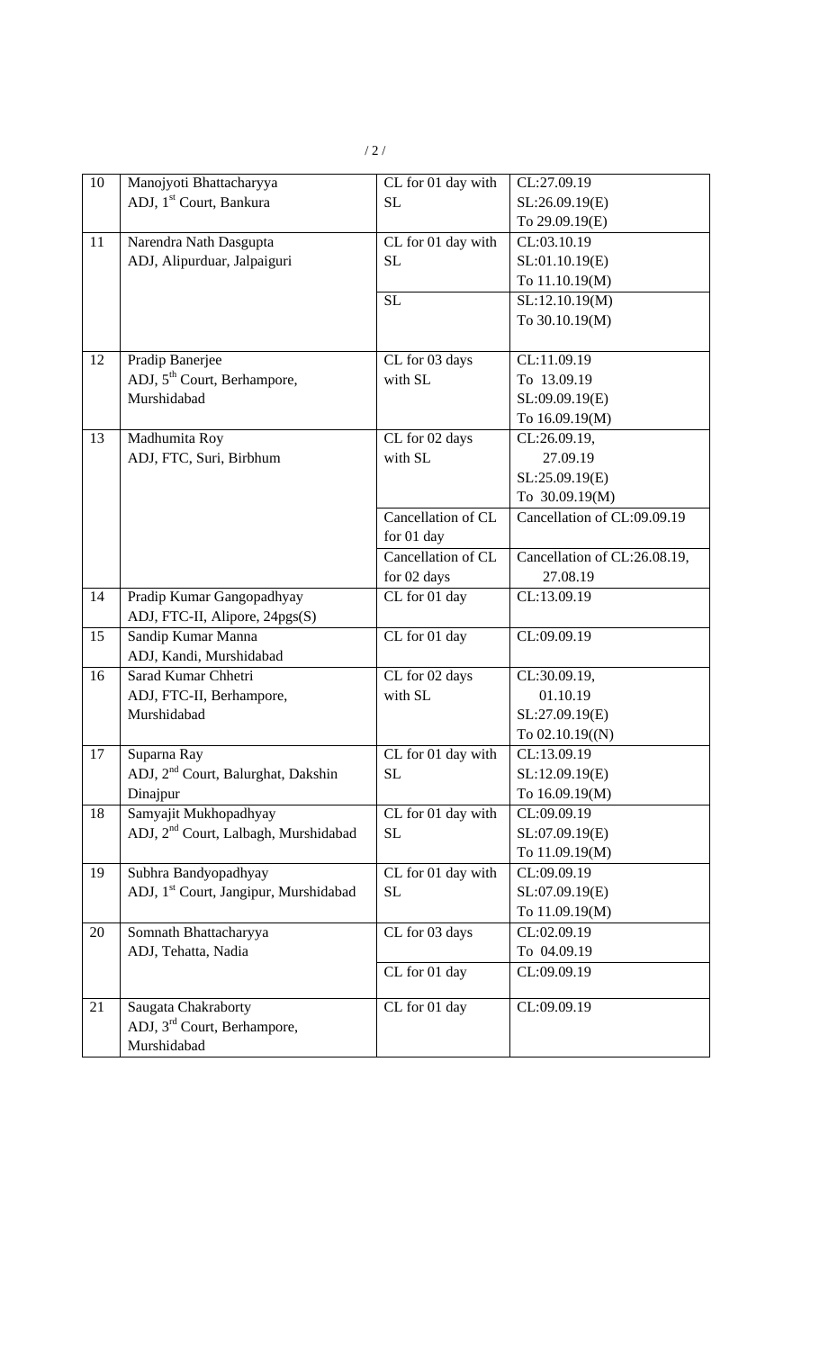| 10 | Manojyoti Bhattacharyya<br>ADJ, 1st Court, Bankura | CL for 01 day with SL | CL:27.09.19<br>SL:26.09.19(E)<br>To 29.09.19(E) |
|---|---|---|---|
| 11 | Narendra Nath Dasgupta<br>ADJ, Alipurduar, Jalpaiguri | CL for 01 day with SL | CL:03.10.19<br>SL:01.10.19(E)<br>To 11.10.19(M) |
| | | SL | SL:12.10.19(M)<br>To 30.10.19(M) |
| 12 | Pradip Banerjee<br>ADJ, 5th Court, Berhampore, Murshidabad | CL for 03 days with SL | CL:11.09.19<br>To 13.09.19<br>SL:09.09.19(E)<br>To 16.09.19(M) |
| 13 | Madhumita Roy<br>ADJ, FTC, Suri, Birbhum | CL for 02 days with SL | CL:26.09.19,<br>27.09.19<br>SL:25.09.19(E)<br>To 30.09.19(M) |
| | | Cancellation of CL for 01 day | Cancellation of CL:09.09.19 |
| | | Cancellation of CL for 02 days | Cancellation of CL:26.08.19,<br>27.08.19 |
| 14 | Pradip Kumar Gangopadhyay<br>ADJ, FTC-II, Alipore, 24pgs(S) | CL for 01 day | CL:13.09.19 |
| 15 | Sandip Kumar Manna<br>ADJ, Kandi, Murshidabad | CL for 01 day | CL:09.09.19 |
| 16 | Sarad Kumar Chhetri<br>ADJ, FTC-II, Berhampore, Murshidabad | CL for 02 days with SL | CL:30.09.19,<br>01.10.19<br>SL:27.09.19(E)<br>To 02.10.19((N) |
| 17 | Suparna Ray<br>ADJ, 2nd Court, Balurghat, Dakshin Dinajpur | CL for 01 day with SL | CL:13.09.19<br>SL:12.09.19(E)<br>To 16.09.19(M) |
| 18 | Samyajit Mukhopadhyay<br>ADJ, 2nd Court, Lalbagh, Murshidabad | CL for 01 day with SL | CL:09.09.19<br>SL:07.09.19(E)<br>To 11.09.19(M) |
| 19 | Subhra Bandyopadhyay<br>ADJ, 1st Court, Jangipur, Murshidabad | CL for 01 day with SL | CL:09.09.19<br>SL:07.09.19(E)<br>To 11.09.19(M) |
| 20 | Somnath Bhattacharyya<br>ADJ, Tehatta, Nadia | CL for 03 days | CL:02.09.19<br>To 04.09.19 |
| | | CL for 01 day | CL:09.09.19 |
| 21 | Saugata Chakraborty<br>ADJ, 3rd Court, Berhampore, Murshidabad | CL for 01 day | CL:09.09.19 |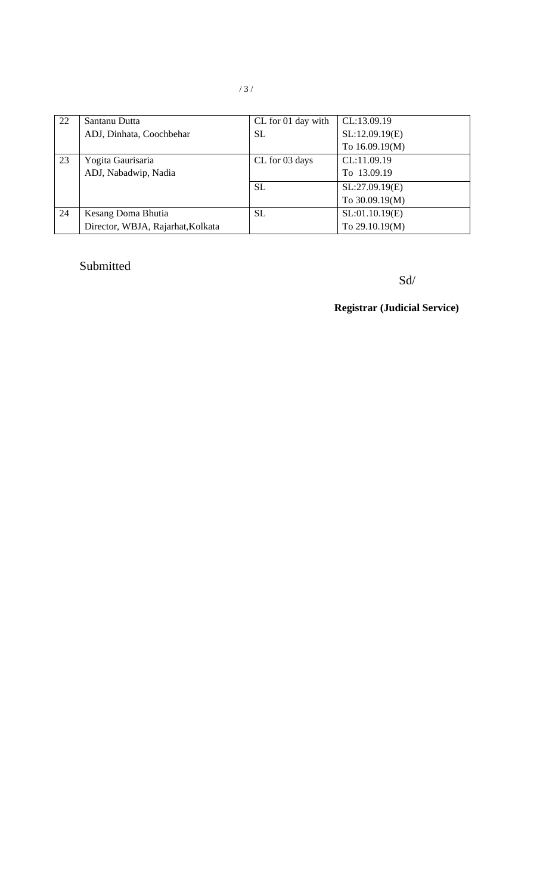| 22 | Santanu Dutta<br>ADJ, Dinhata, Coochbehar | CL for 01 day with SL | CL:13.09.19<br>SL:12.09.19(E)<br>To 16.09.19(M) |
|---|---|---|---|
| 23 | Yogita Gaurisaria<br>ADJ, Nabadwip, Nadia | CL for 03 days | CL:11.09.19<br>To 13.09.19 |
| | | SL | SL:27.09.19(E)<br>To 30.09.19(M) |
| 24 | Kesang Doma Bhutia<br>Director, WBJA, Rajarhat,Kolkata | SL | SL:01.10.19(E)<br>To 29.10.19(M) |

Submitted

Sd/

**Registrar (Judicial Service)**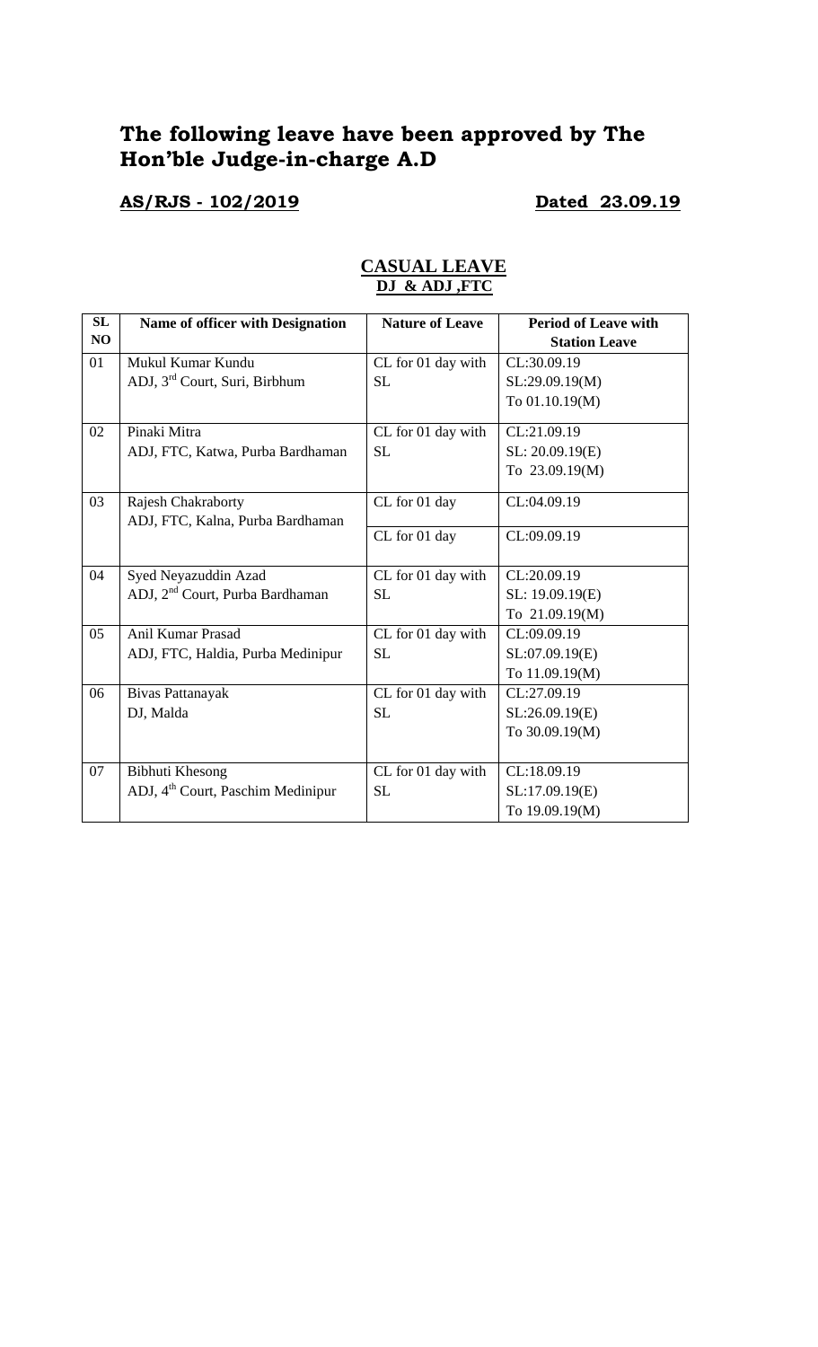# The following leave have been approved by The Hon'ble Judge-in-charge A.D

**AS/RJS - 102/2019** **Dated 23.09.19**

## CASUAL LEAVE

**DJ & ADJ ,FTC**

| SL NO | Name of officer with Designation | Nature of Leave | Period of Leave with Station Leave |
|---|---|---|---|
| 01 | Mukul Kumar Kundu<br>ADJ, 3rd Court, Suri, Birbhum | CL for 01 day with SL | CL:30.09.19<br>SL:29.09.19(M)<br>To 01.10.19(M) |
| 02 | Pinaki Mitra<br>ADJ, FTC, Katwa, Purba Bardhaman | CL for 01 day with SL | CL:21.09.19<br>SL: 20.09.19(E)<br>To 23.09.19(M) |
| 03 | Rajesh Chakraborty<br>ADJ, FTC, Kalna, Purba Bardhaman | CL for 01 day | CL:04.09.19 |
| | | CL for 01 day | CL:09.09.19 |
| 04 | Syed Neyazuddin Azad<br>ADJ, 2nd Court, Purba Bardhaman | CL for 01 day with SL | CL:20.09.19<br>SL: 19.09.19(E)<br>To 21.09.19(M) |
| 05 | Anil Kumar Prasad<br>ADJ, FTC, Haldia, Purba Medinipur | CL for 01 day with SL | CL:09.09.19<br>SL:07.09.19(E)<br>To 11.09.19(M) |
| 06 | Bivas Pattanayak<br>DJ, Malda | CL for 01 day with SL | CL:27.09.19<br>SL:26.09.19(E)<br>To 30.09.19(M) |
| 07 | Bibhuti Khesong<br>ADJ, 4th Court, Paschim Medinipur | CL for 01 day with SL | CL:18.09.19<br>SL:17.09.19(E)<br>To 19.09.19(M) |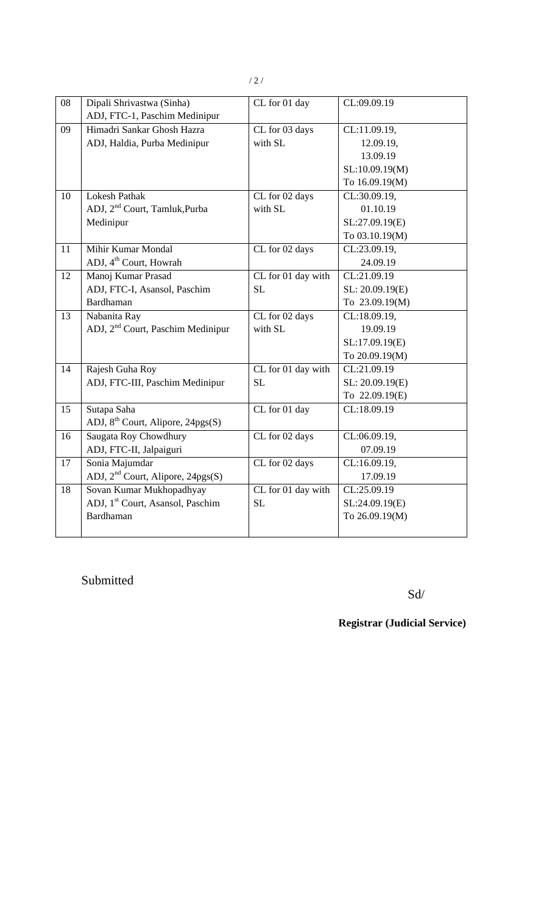| 08 | Dipali Shrivastwa (Sinha)<br>ADJ, FTC-1, Paschim Medinipur | CL for 01 day | CL:09.09.19 |
|---|---|---|---|
| 09 | Himadri Sankar Ghosh Hazra<br>ADJ, Haldia, Purba Medinipur | CL for 03 days with SL | CL:11.09.19,<br>12.09.19,<br>13.09.19<br>SL:10.09.19(M)<br>To 16.09.19(M) |
| 10 | Lokesh Pathak<br>ADJ, 2nd Court, Tamluk,Purba Medinipur | CL for 02 days with SL | CL:30.09.19,<br>01.10.19<br>SL:27.09.19(E)<br>To 03.10.19(M) |
| 11 | Mihir Kumar Mondal<br>ADJ, 4th Court, Howrah | CL for 02 days | CL:23.09.19,<br>24.09.19 |
| 12 | Manoj Kumar Prasad<br>ADJ, FTC-I, Asansol, Paschim Bardhaman | CL for 01 day with SL | CL:21.09.19<br>SL: 20.09.19(E)<br>To 23.09.19(M) |
| 13 | Nabanita Ray<br>ADJ, 2nd Court, Paschim Medinipur | CL for 02 days with SL | CL:18.09.19,<br>19.09.19<br>SL:17.09.19(E)<br>To 20.09.19(M) |
| 14 | Rajesh Guha Roy<br>ADJ, FTC-III, Paschim Medinipur | CL for 01 day with SL | CL:21.09.19<br>SL: 20.09.19(E)<br>To 22.09.19(E) |
| 15 | Sutapa Saha<br>ADJ, 8th Court, Alipore, 24pgs(S) | CL for 01 day | CL:18.09.19 |
| 16 | Saugata Roy Chowdhury<br>ADJ, FTC-II, Jalpaiguri | CL for 02 days | CL:06.09.19,<br>07.09.19 |
| 17 | Sonia Majumdar<br>ADJ, 2nd Court, Alipore, 24pgs(S) | CL for 02 days | CL:16.09.19,<br>17.09.19 |
| 18 | Sovan Kumar Mukhopadhyay<br>ADJ, 1st Court, Asansol, Paschim Bardhaman | CL for 01 day with SL | CL:25.09.19<br>SL:24.09.19(E)<br>To 26.09.19(M) |

Submitted

Sd/

**Registrar (Judicial Service)**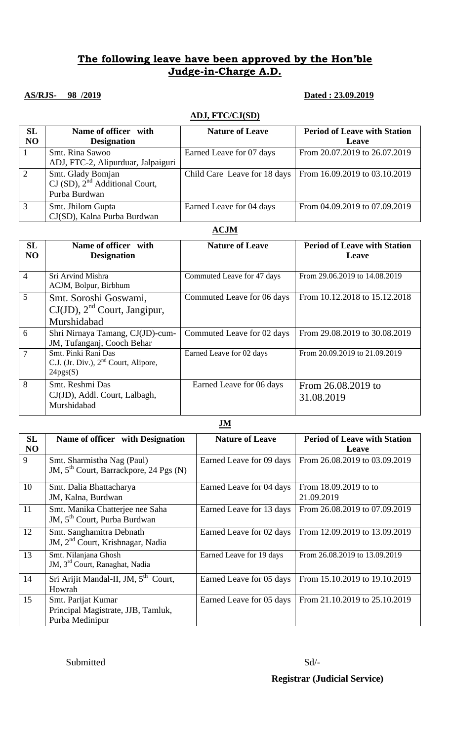## The following leave have been approved by the Hon'ble Judge-in-Charge A.D.

**AS/RJS- 98 /2019** **Dated : 23.09.2019**

### ADJ, FTC/CJ(SD)

| SL NO | Name of officer with Designation | Nature of Leave | Period of Leave with Station Leave |
|---|---|---|---|
| 1 | Smt. Rina Sawoo<br>ADJ, FTC-2, Alipurduar, Jalpaiguri | Earned Leave for 07 days | From 20.07.2019 to 26.07.2019 |
| 2 | Smt. Glady Bomjan<br>CJ (SD), 2nd Additional Court, Purba Burdwan | Child Care Leave for 18 days | From 16.09.2019 to 03.10.2019 |
| 3 | Smt. Jhilom Gupta<br>CJ(SD), Kalna Purba Burdwan | Earned Leave for 04 days | From 04.09.2019 to 07.09.2019 |

### ACJM

| SL NO | Name of officer with Designation | Nature of Leave | Period of Leave with Station Leave |
|---|---|---|---|
| 4 | Sri Arvind Mishra<br>ACJM, Bolpur, Birbhum | Commuted Leave for 47 days | From 29.06.2019 to 14.08.2019 |
| 5 | Smt. Soroshi Goswami,<br>CJ(JD), 2nd Court, Jangipur, Murshidabad | Commuted Leave for 06 days | From 10.12.2018 to 15.12.2018 |
| 6 | Shri Nirnaya Tamang, CJ(JD)-cum-JM, Tufanganj, Cooch Behar | Commuted Leave for 02 days | From 29.08.2019 to 30.08.2019 |
| 7 | Smt. Pinki Rani Das<br>C.J. (Jr. Div.), 2nd Court, Alipore, 24pgs(S) | Earned Leave for 02 days | From 20.09.2019 to 21.09.2019 |
| 8 | Smt. Reshmi Das<br>CJ(JD), Addl. Court, Lalbagh, Murshidabad | Earned Leave for 06 days | From 26.08.2019 to 31.08.2019 |

### JM

| SL NO | Name of officer with Designation | Nature of Leave | Period of Leave with Station Leave |
|---|---|---|---|
| 9 | Smt. Sharmistha Nag (Paul)<br>JM, 5th Court, Barrackpore, 24 Pgs (N) | Earned Leave for 09 days | From 26.08.2019 to 03.09.2019 |
| 10 | Smt. Dalia Bhattacharya<br>JM, Kalna, Burdwan | Earned Leave for 04 days | From 18.09.2019 to to 21.09.2019 |
| 11 | Smt. Manika Chatterjee nee Saha<br>JM, 5th Court, Purba Burdwan | Earned Leave for 13 days | From 26.08.2019 to 07.09.2019 |
| 12 | Smt. Sanghamitra Debnath<br>JM, 2nd Court, Krishnagar, Nadia | Earned Leave for 02 days | From 12.09.2019 to 13.09.2019 |
| 13 | Smt. Nilanjana Ghosh<br>JM, 3rd Court, Ranaghat, Nadia | Earned Leave for 19 days | From 26.08.2019 to 13.09.2019 |
| 14 | Sri Arijit Mandal-II, JM, 5th Court, Howrah | Earned Leave for 05 days | From 15.10.2019 to 19.10.2019 |
| 15 | Smt. Parijat Kumar<br>Principal Magistrate, JJB, Tamluk, Purba Medinipur | Earned Leave for 05 days | From 21.10.2019 to 25.10.2019 |

Submitted

Sd/-

**Registrar (Judicial Service)**